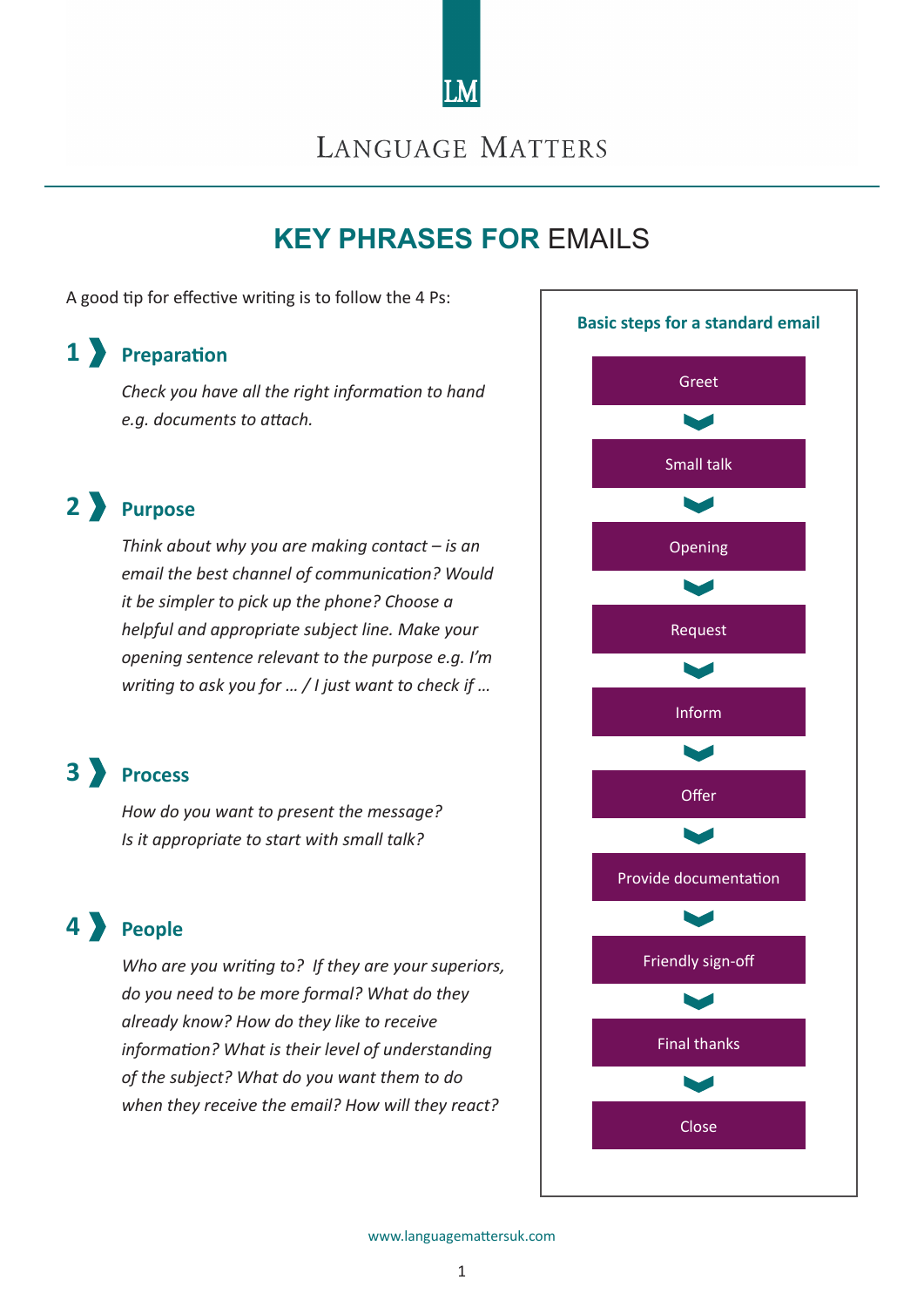# LANGUAGE MATTERS

## KEY PHRASES FOR EMAILS

A good tip for effective writing is to follow the 4 Ps:

### 1 Preparation

*Check you have all the right information to hand e.g. documents to attach.*

### 2 Purpose

*Think about why you are making contact – is an email the best channel of communication? Would it be simpler to pick up the phone? Choose a helpful and appropriate subject line. Make your opening sentence relevant to the purpose e.g. I'm writing to ask you for … / I just want to check if …*

### 3 Process

*How do you want to present the message? Is it appropriate to start with small talk?*

### 4 People

*Who are you writing to? If they are your superiors, do you need to be more formal? What do they already know? How do they like to receive information? What is their level of understanding of the subject? What do you want them to do when they receive the email? How will they react?*

**Basic steps for a standard email**

1. Greet
2. Small talk
3. Opening
4. Request
5. Inform
6. Offer
7. Provide documentation
8. Friendly sign-off
9. Final thanks
10. Close

www.languagemattersuk.com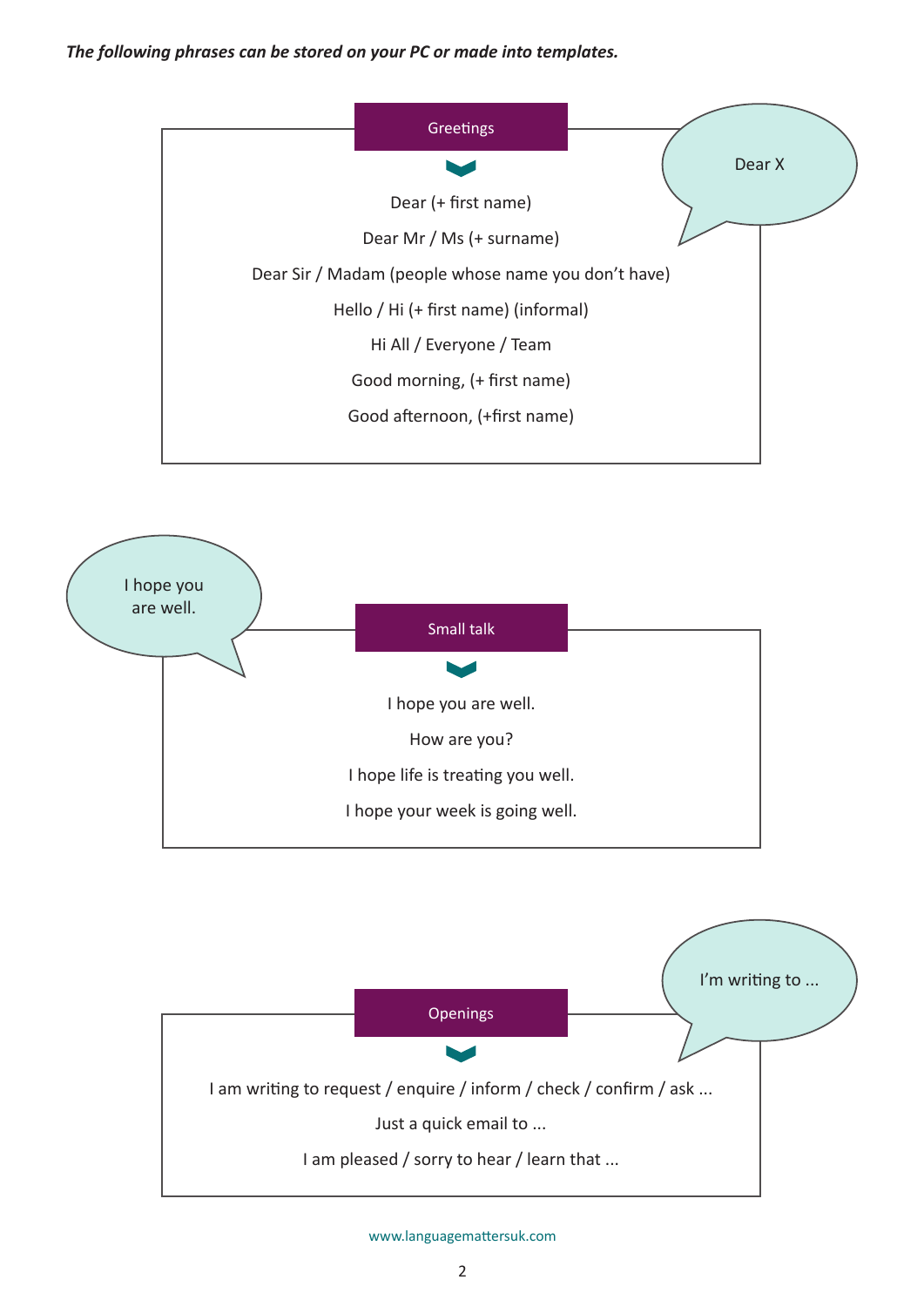***The following phrases can be stored on your PC or made into templates.***

## Greetings

Dear X

Dear (+ first name)

Dear Mr / Ms (+ surname)

Dear Sir / Madam (people whose name you don't have)

Hello / Hi (+ first name) (informal)

Hi All / Everyone / Team

Good morning, (+ first name)

Good afternoon, (+first name)

## Small talk

I hope you are well.

I hope you are well.

How are you?

I hope life is treating you well.

I hope your week is going well.

## Openings

I'm writing to ...

I am writing to request / enquire / inform / check / confirm / ask ...

Just a quick email to ...

I am pleased / sorry to hear / learn that ...

www.languagemattersuk.com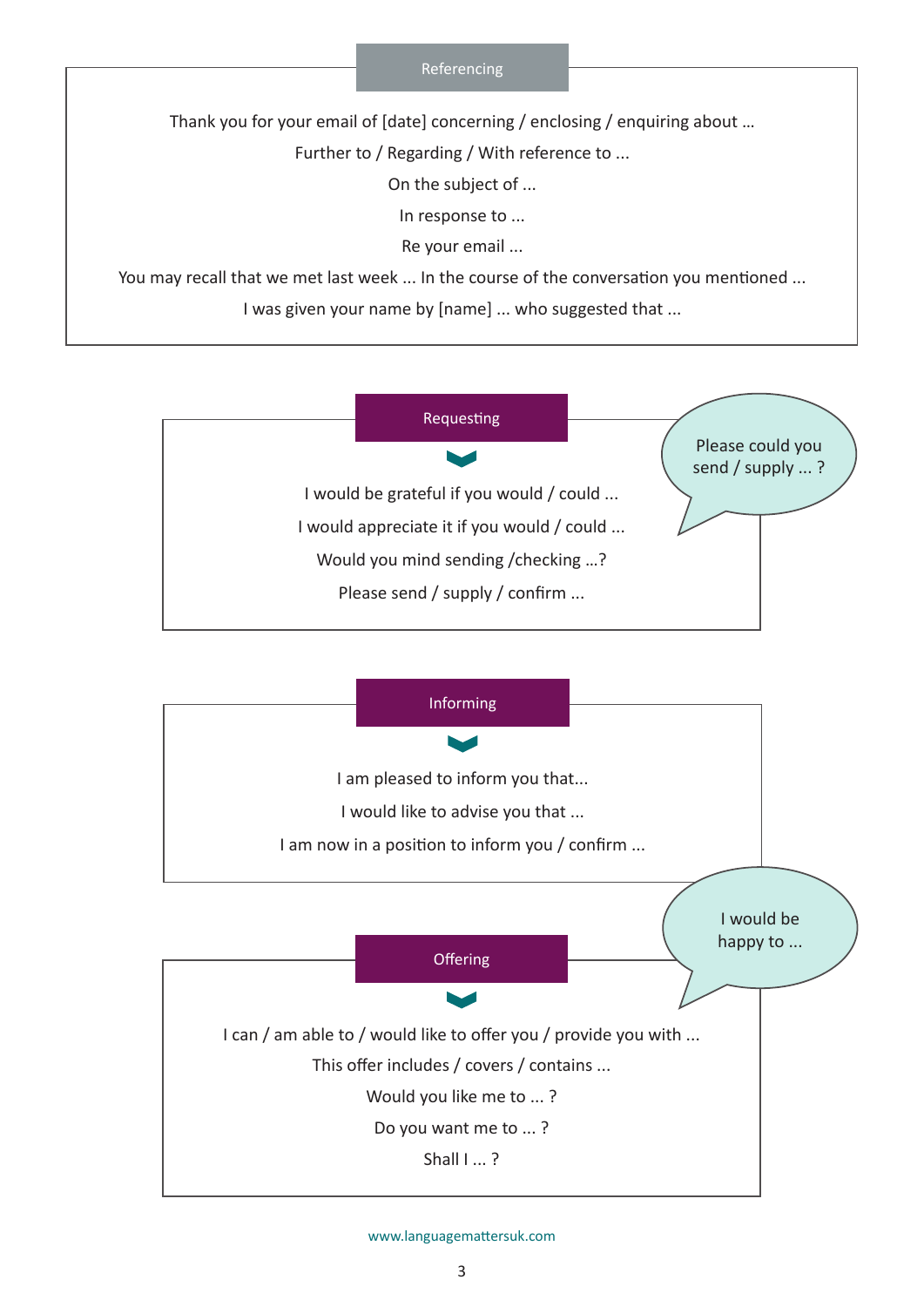## Referencing

Thank you for your email of [date] concerning / enclosing / enquiring about ...

Further to / Regarding / With reference to ...

On the subject of ...

In response to ...

Re your email ...

You may recall that we met last week ... In the course of the conversation you mentioned ...

I was given your name by [name] ... who suggested that ...

## Requesting

Please could you send / supply ... ?

I would be grateful if you would / could ...

I would appreciate it if you would / could ...

Would you mind sending /checking ...?

Please send / supply / confirm ...

## Informing

I am pleased to inform you that...

I would like to advise you that ...

I am now in a position to inform you / confirm ...

## Offering

I would be happy to ...

I can / am able to / would like to offer you / provide you with ...

This offer includes / covers / contains ...

Would you like me to ... ?

Do you want me to ... ?

Shall I ... ?

www.languagemattersuk.com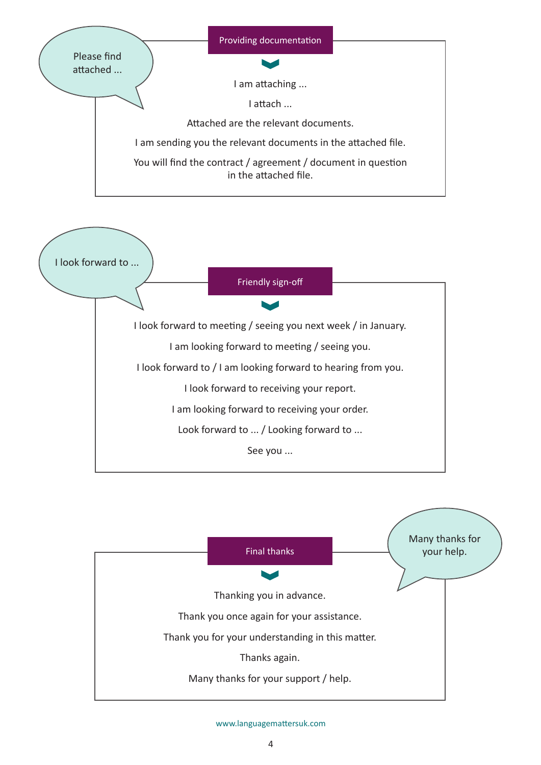## Providing documentation

Please find attached ...

I am attaching ...

I attach ...

Attached are the relevant documents.

I am sending you the relevant documents in the attached file.

You will find the contract / agreement / document in question in the attached file.

## Friendly sign-off

I look forward to ...

I look forward to meeting / seeing you next week / in January.

I am looking forward to meeting / seeing you.

I look forward to / I am looking forward to hearing from you.

I look forward to receiving your report.

I am looking forward to receiving your order.

Look forward to ... / Looking forward to ...

See you ...

## Final thanks

Many thanks for your help.

Thanking you in advance.

Thank you once again for your assistance.

Thank you for your understanding in this matter.

Thanks again.

Many thanks for your support / help.

www.languagemattersuk.com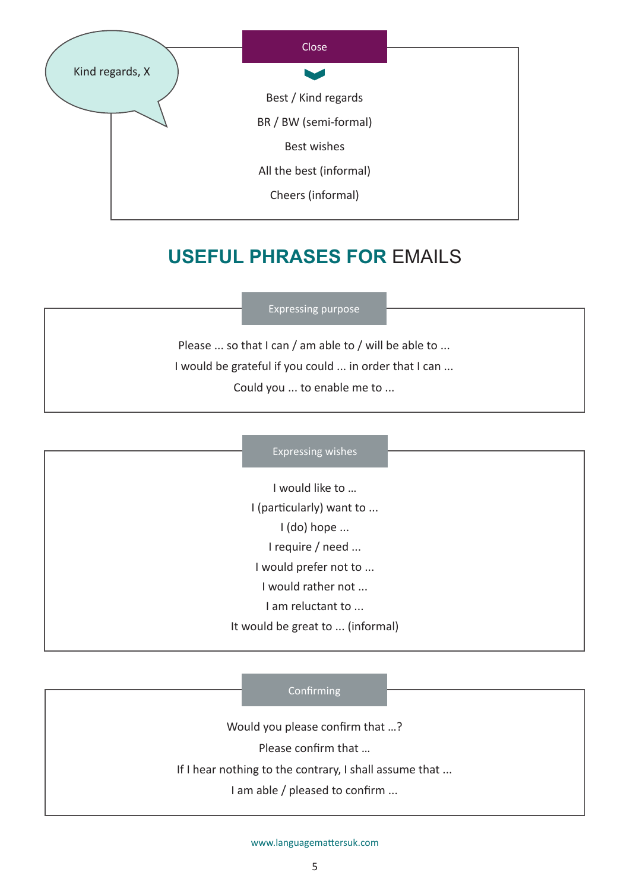Kind regards, X

### Close

Best / Kind regards

BR / BW (semi-formal)

Best wishes

All the best (informal)

Cheers (informal)

# USEFUL PHRASES FOR EMAILS

### Expressing purpose

Please ... so that I can / am able to / will be able to ...

I would be grateful if you could ... in order that I can ...

Could you ... to enable me to ...

### Expressing wishes

I would like to ...

I (particularly) want to ...

I (do) hope ...

I require / need ...

I would prefer not to ...

I would rather not ...

I am reluctant to ...

It would be great to ... (informal)

### Confirming

Would you please confirm that ...?

Please confirm that ...

If I hear nothing to the contrary, I shall assume that ...

I am able / pleased to confirm ...

www.languagemattersuk.com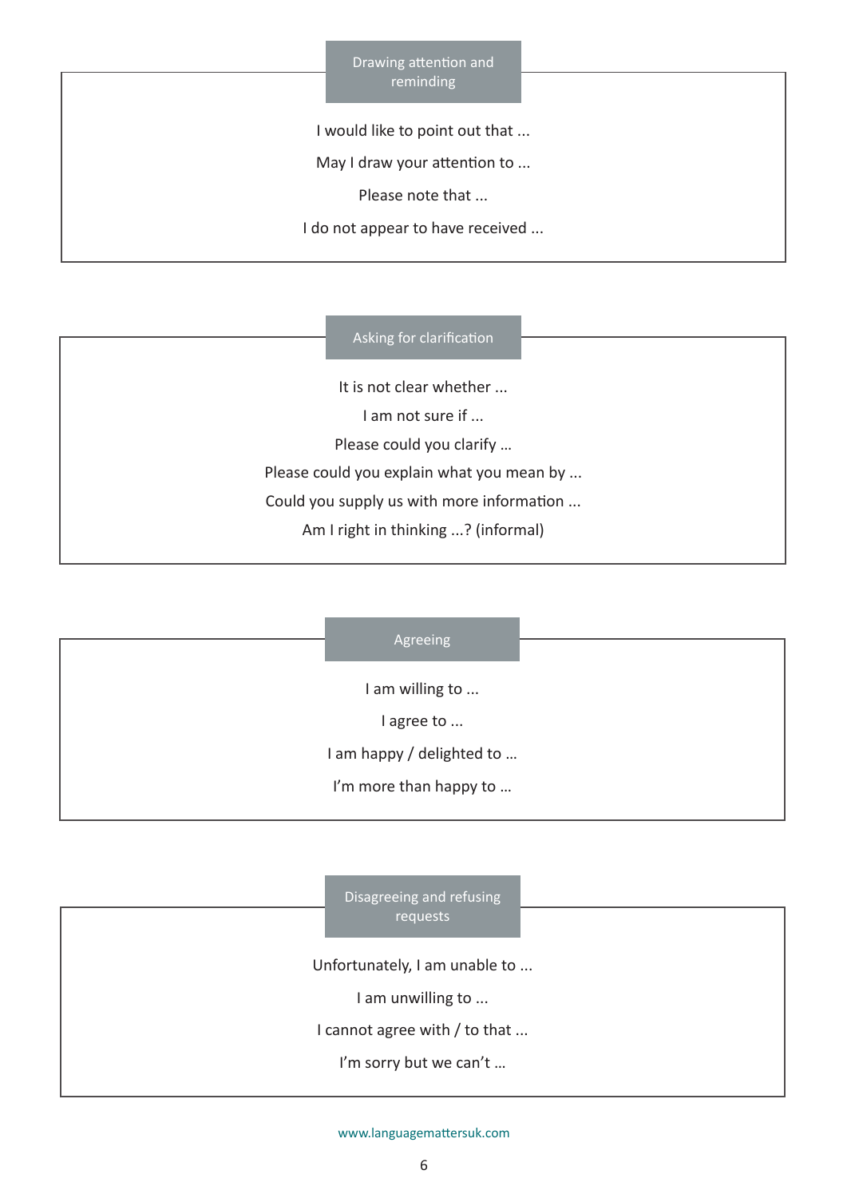## Drawing attention and reminding

I would like to point out that ...

May I draw your attention to ...

Please note that ...

I do not appear to have received ...

## Asking for clarification

It is not clear whether ...

I am not sure if ...

Please could you clarify ...

Please could you explain what you mean by ...

Could you supply us with more information ...

Am I right in thinking ...? (informal)

## Agreeing

I am willing to ...

I agree to ...

I am happy / delighted to ...

I'm more than happy to ...

## Disagreeing and refusing requests

Unfortunately, I am unable to ...

I am unwilling to ...

I cannot agree with / to that ...

I'm sorry but we can't ...

www.languagemattersuk.com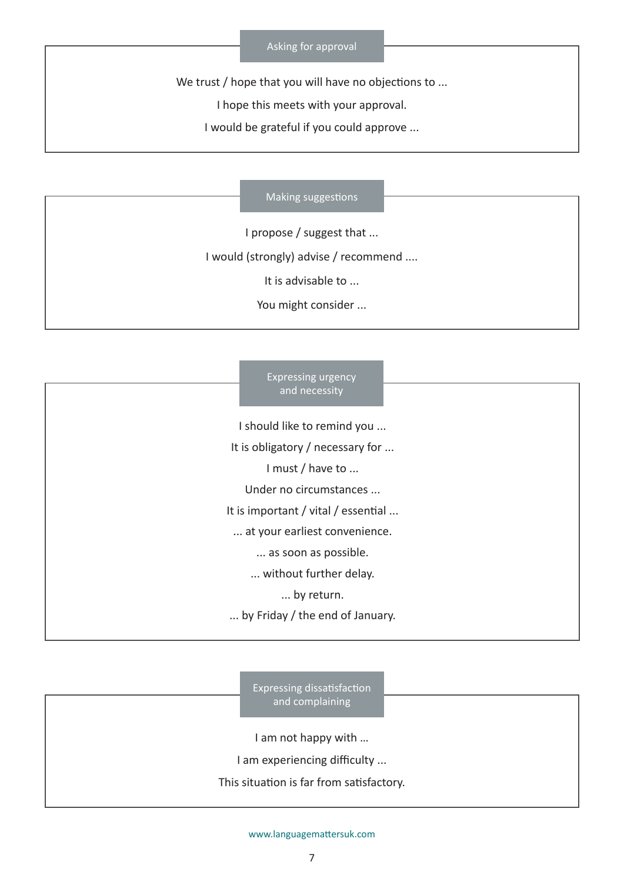## Asking for approval

We trust / hope that you will have no objections to ...

I hope this meets with your approval.

I would be grateful if you could approve ...

## Making suggestions

I propose / suggest that ...

I would (strongly) advise / recommend ....

It is advisable to ...

You might consider ...

## Expressing urgency and necessity

I should like to remind you ...

It is obligatory / necessary for ...

I must / have to ...

Under no circumstances ...

It is important / vital / essential ...

... at your earliest convenience.

... as soon as possible.

... without further delay.

... by return.

... by Friday / the end of January.

## Expressing dissatisfaction and complaining

I am not happy with ...

I am experiencing difficulty ...

This situation is far from satisfactory.

www.languagemattersuk.com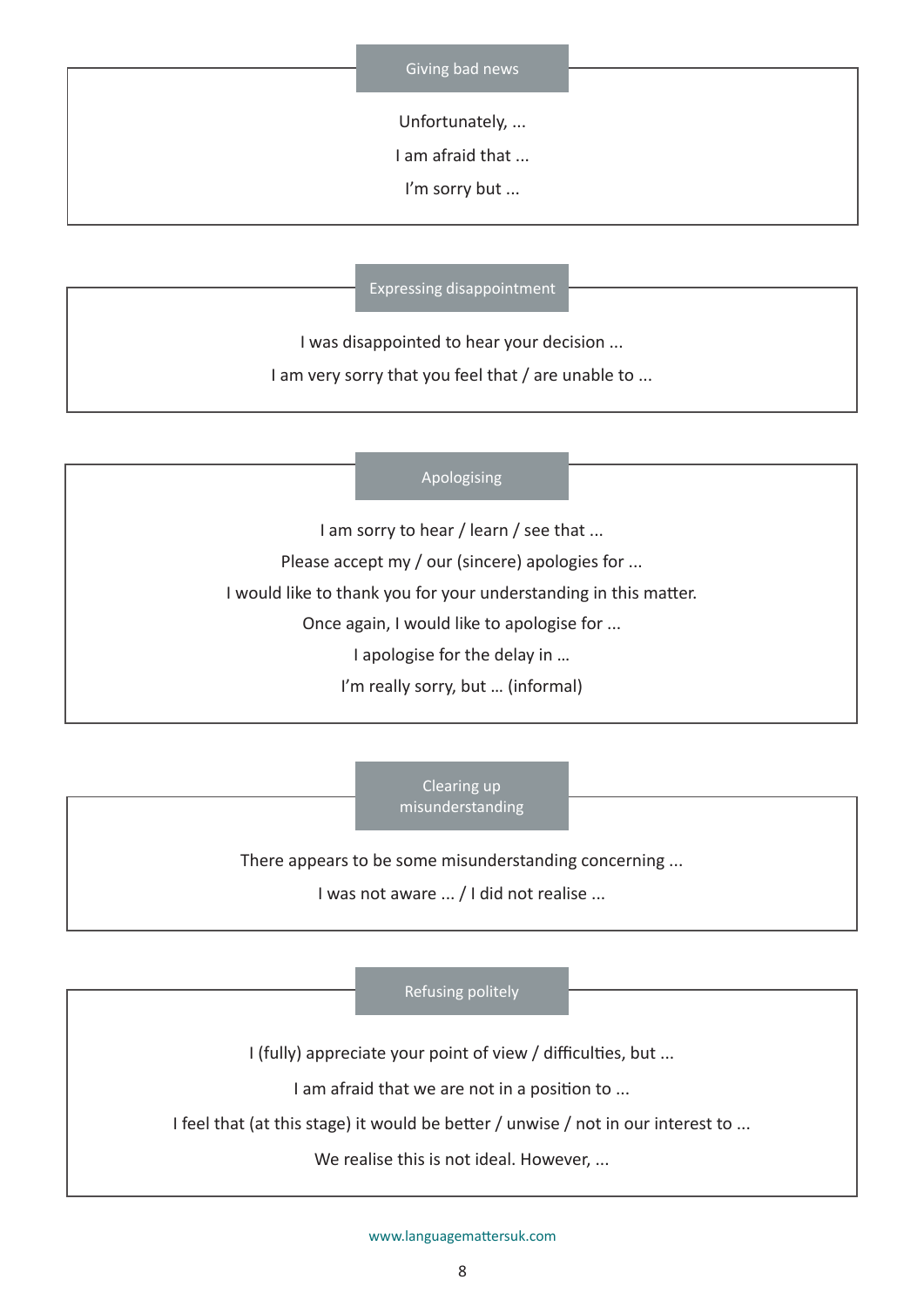### Giving bad news

Unfortunately, ...

I am afraid that ...

I'm sorry but ...

### Expressing disappointment

I was disappointed to hear your decision ...

I am very sorry that you feel that / are unable to ...

### Apologising

I am sorry to hear / learn / see that ...

Please accept my / our (sincere) apologies for ...

I would like to thank you for your understanding in this matter.

Once again, I would like to apologise for ...

I apologise for the delay in …

I'm really sorry, but … (informal)

### Clearing up misunderstanding

There appears to be some misunderstanding concerning ...

I was not aware ... / I did not realise ...

### Refusing politely

I (fully) appreciate your point of view / difficulties, but ...

I am afraid that we are not in a position to ...

I feel that (at this stage) it would be better / unwise / not in our interest to ...

We realise this is not ideal. However, ...

www.languagemattersuk.com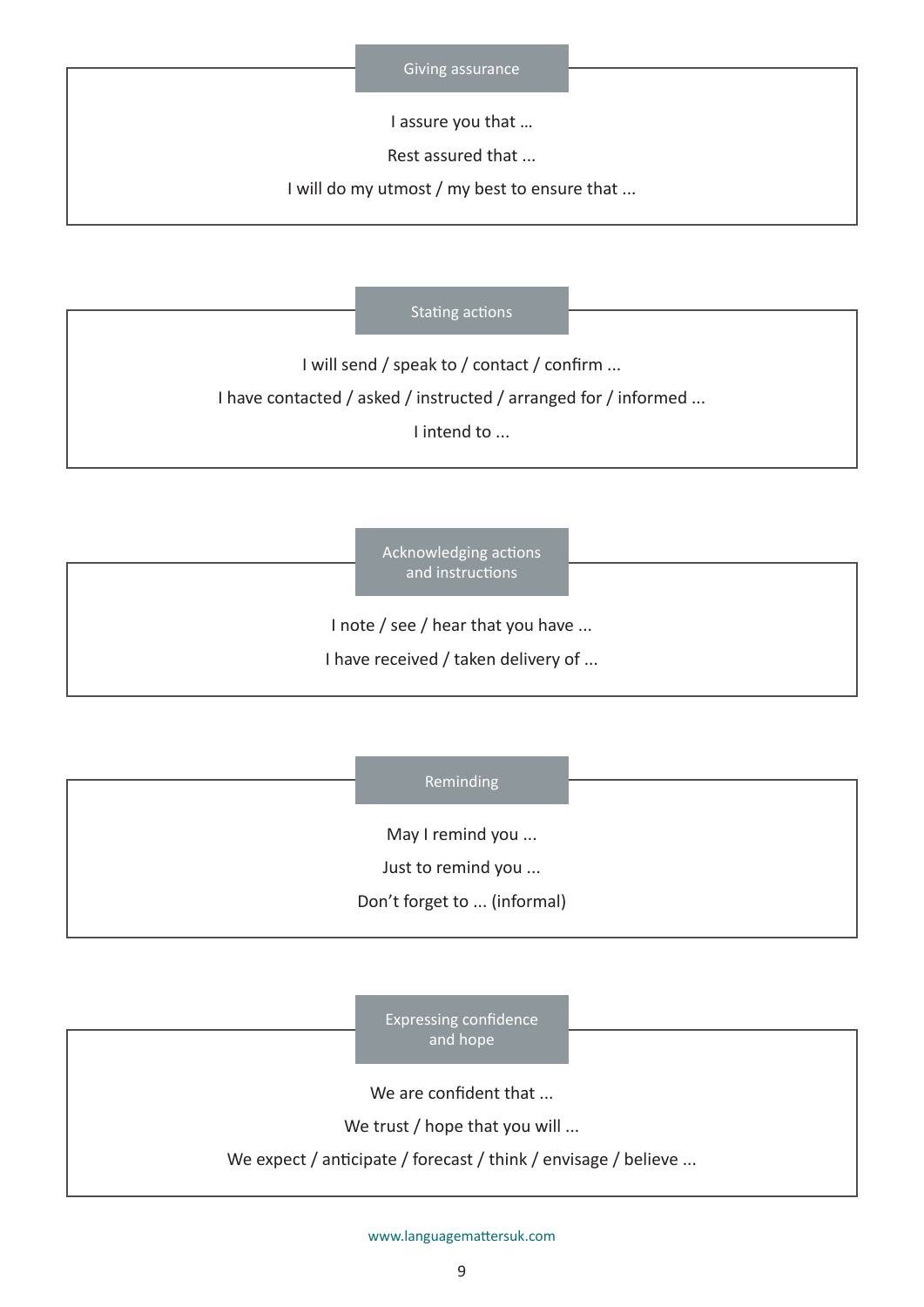## Giving assurance

I assure you that ...

Rest assured that ...

I will do my utmost / my best to ensure that ...

## Stating actions

I will send / speak to / contact / confirm ...

I have contacted / asked / instructed / arranged for / informed ...

I intend to ...

## Acknowledging actions and instructions

I note / see / hear that you have ...

I have received / taken delivery of ...

## Reminding

May I remind you ...

Just to remind you ...

Don’t forget to ... (informal)

## Expressing confidence and hope

We are confident that ...

We trust / hope that you will ...

We expect / anticipate / forecast / think / envisage / believe ...

www.languagemattersuk.com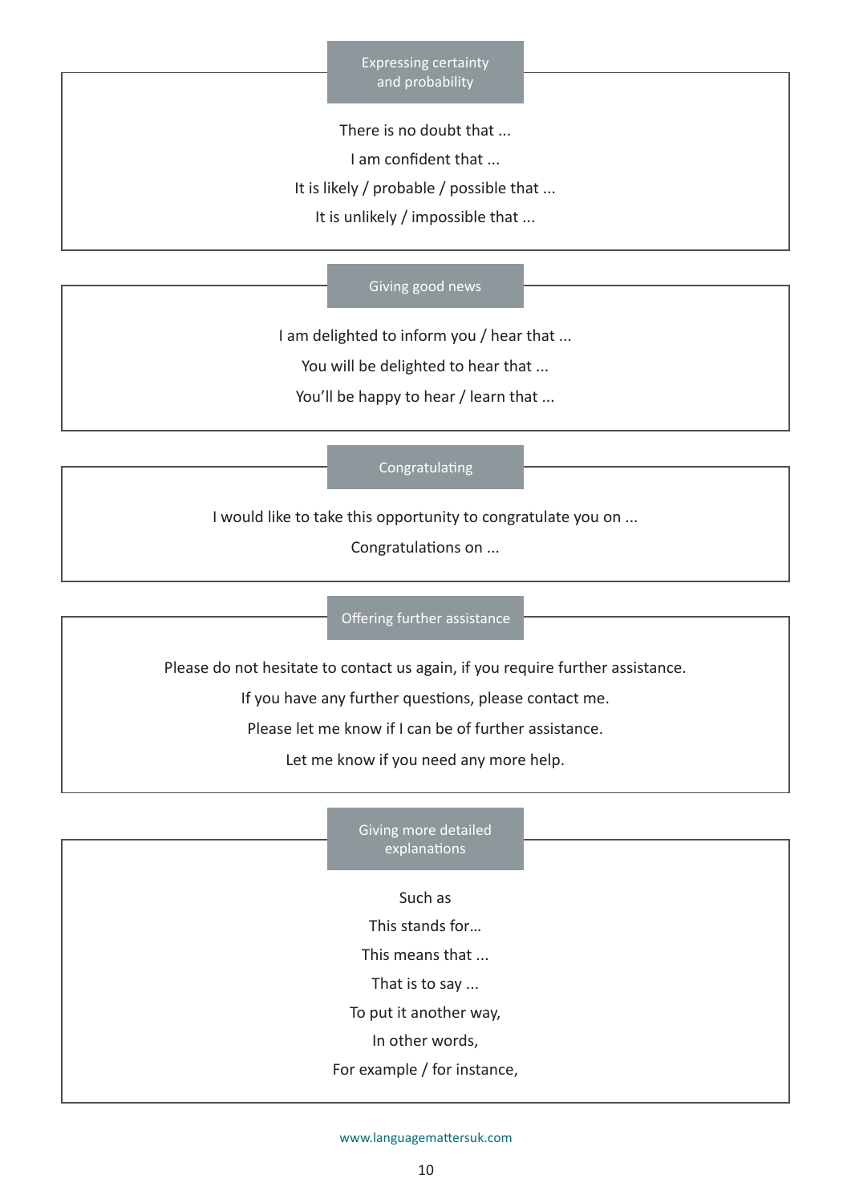## Expressing certainty and probability

There is no doubt that ...

I am confident that ...

It is likely / probable / possible that ...

It is unlikely / impossible that ...

## Giving good news

I am delighted to inform you / hear that ...

You will be delighted to hear that ...

You'll be happy to hear / learn that ...

## Congratulating

I would like to take this opportunity to congratulate you on ...

Congratulations on ...

## Offering further assistance

Please do not hesitate to contact us again, if you require further assistance.

If you have any further questions, please contact me.

Please let me know if I can be of further assistance.

Let me know if you need any more help.

## Giving more detailed explanations

Such as

This stands for…

This means that ...

That is to say ...

To put it another way,

In other words,

For example / for instance,

www.languagemattersuk.com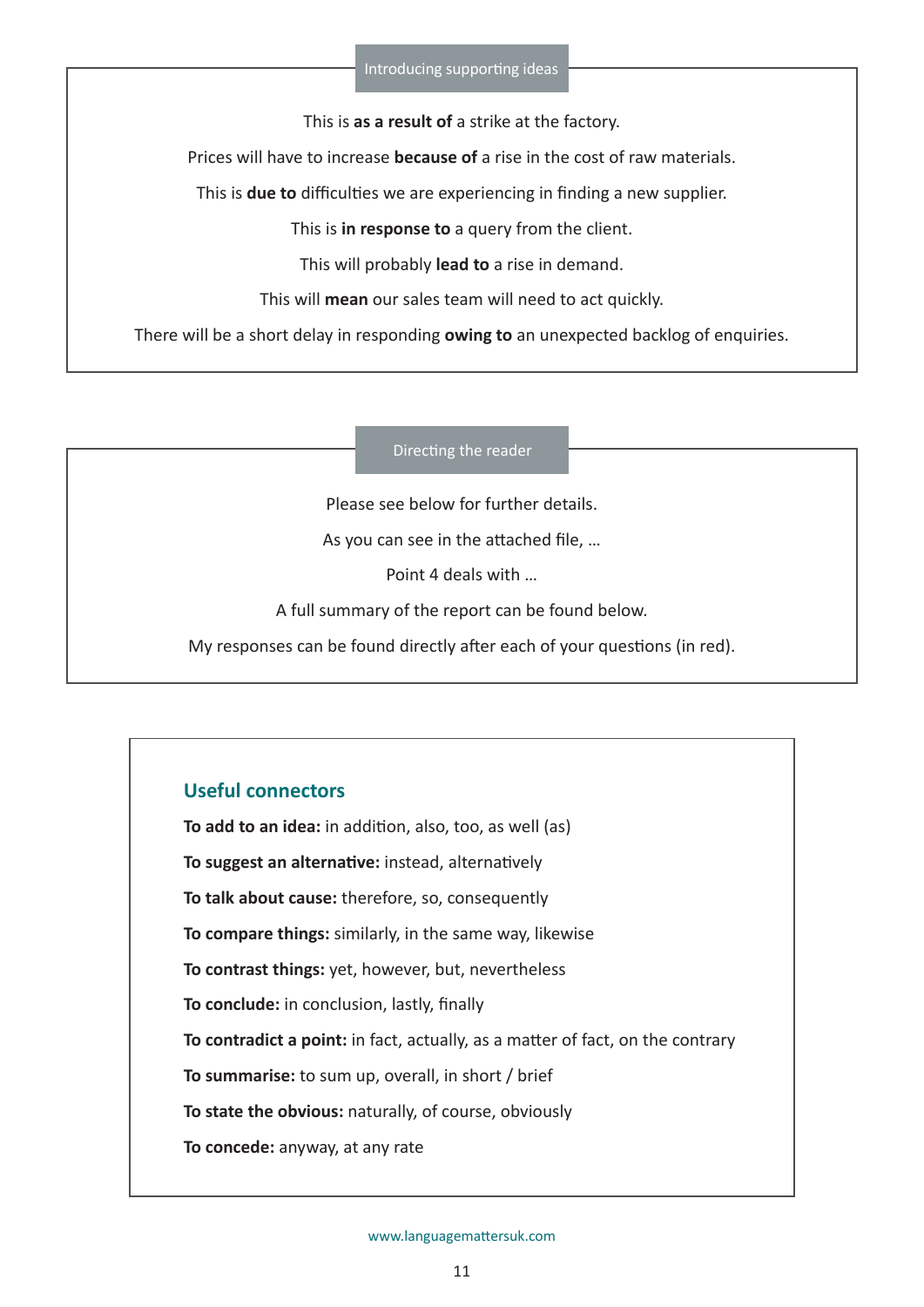### Introducing supporting ideas

This is **as a result of** a strike at the factory.

Prices will have to increase **because of** a rise in the cost of raw materials.

This is **due to** difficulties we are experiencing in finding a new supplier.

This is **in response to** a query from the client.

This will probably **lead to** a rise in demand.

This will **mean** our sales team will need to act quickly.

There will be a short delay in responding **owing to** an unexpected backlog of enquiries.

### Directing the reader

Please see below for further details.

As you can see in the attached file, …

Point 4 deals with …

A full summary of the report can be found below.

My responses can be found directly after each of your questions (in red).

## Useful connectors

**To add to an idea:** in addition, also, too, as well (as)

**To suggest an alternative:** instead, alternatively

**To talk about cause:** therefore, so, consequently

**To compare things:** similarly, in the same way, likewise

**To contrast things:** yet, however, but, nevertheless

**To conclude:** in conclusion, lastly, finally

**To contradict a point:** in fact, actually, as a matter of fact, on the contrary

**To summarise:** to sum up, overall, in short / brief

**To state the obvious:** naturally, of course, obviously

**To concede:** anyway, at any rate

www.languagemattersuk.com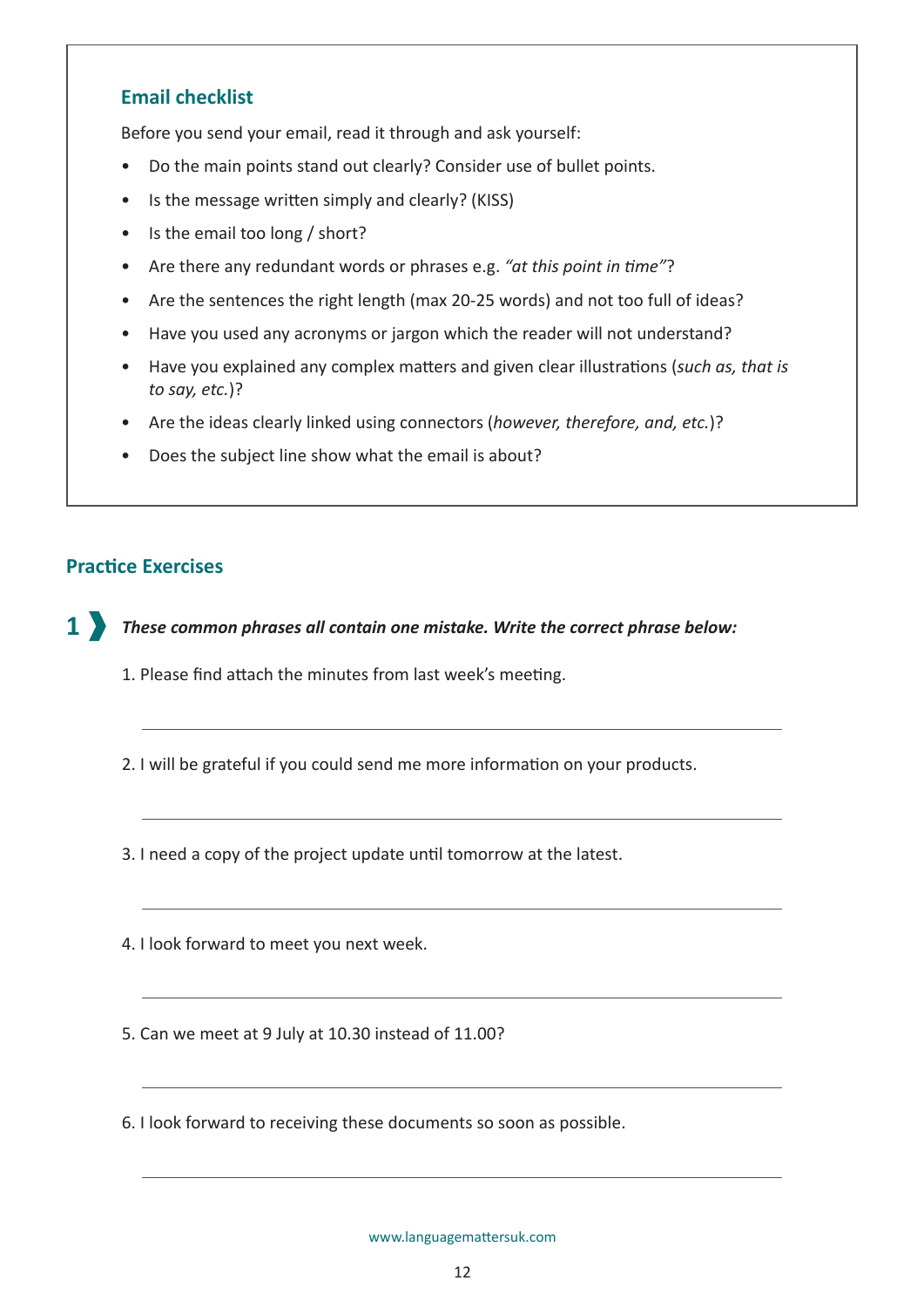## Email checklist

Before you send your email, read it through and ask yourself:

- Do the main points stand out clearly? Consider use of bullet points.
- Is the message written simply and clearly? (KISS)
- Is the email too long / short?
- Are there any redundant words or phrases e.g. *"at this point in time"*?
- Are the sentences the right length (max 20-25 words) and not too full of ideas?
- Have you used any acronyms or jargon which the reader will not understand?
- Have you explained any complex matters and given clear illustrations (*such as, that is to say, etc.*)?
- Are the ideas clearly linked using connectors (*however, therefore, and, etc.*)?
- Does the subject line show what the email is about?

## Practice Exercises

**1** ***These common phrases all contain one mistake. Write the correct phrase below:***

1. Please find attach the minutes from last week's meeting.

   ______________________________

2. I will be grateful if you could send me more information on your products.

   ______________________________

3. I need a copy of the project update until tomorrow at the latest.

   ______________________________

4. I look forward to meet you next week.

   ______________________________

5. Can we meet at 9 July at 10.30 instead of 11.00?

   ______________________________

6. I look forward to receiving these documents so soon as possible.

   ______________________________

www.languagemattersuk.com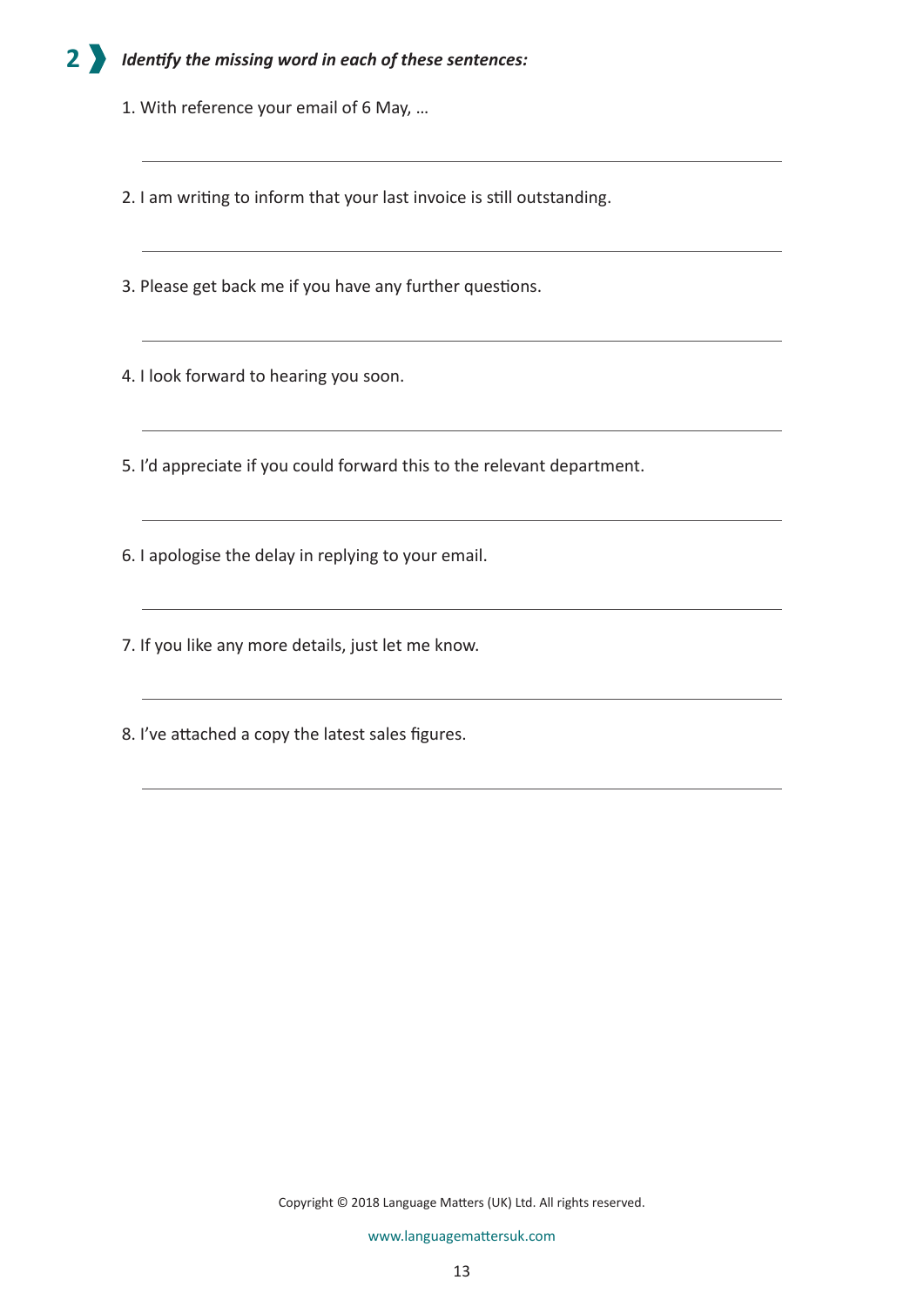## 2 › *Identify the missing word in each of these sentences:*

1. With reference your email of 6 May, …

2. I am writing to inform that your last invoice is still outstanding.

3. Please get back me if you have any further questions.

4. I look forward to hearing you soon.

5. I'd appreciate if you could forward this to the relevant department.

6. I apologise the delay in replying to your email.

7. If you like any more details, just let me know.

8. I've attached a copy the latest sales figures.

Copyright © 2018 Language Matters (UK) Ltd. All rights reserved.

www.languagemattersuk.com